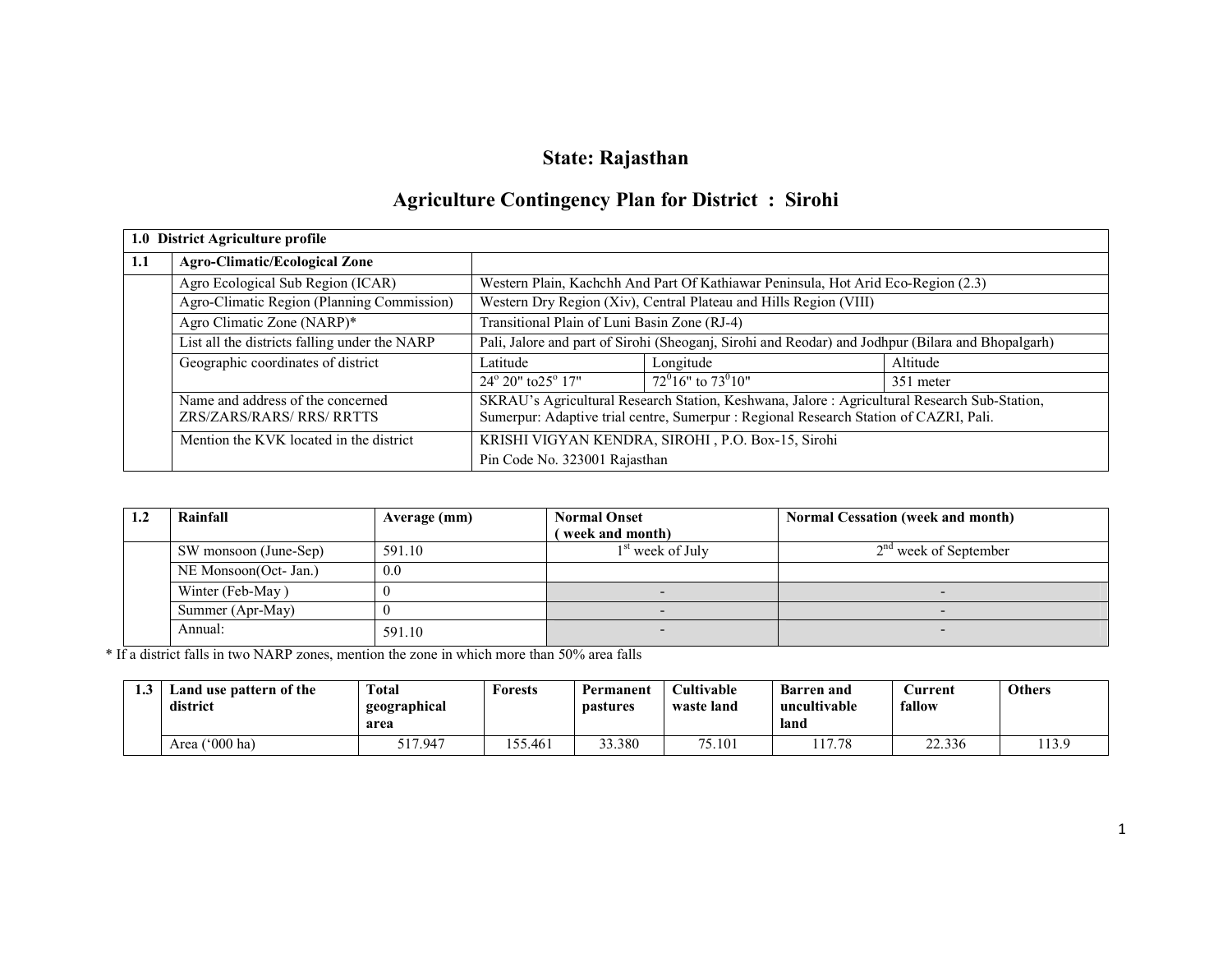# State: Rajasthan

## Agriculture Contingency Plan for District : Sirohi

| 1.0 District Agriculture profile | | | | |
|---|---|---|---|---|
| **1.1** | **Agro-Climatic/Ecological Zone** | | | |
| | Agro Ecological Sub Region (ICAR) | Western Plain, Kachchh And Part Of Kathiawar Peninsula, Hot Arid Eco-Region (2.3) | | |
| | Agro-Climatic Region (Planning Commission) | Western Dry Region (Xiv), Central Plateau and Hills Region (VIII) | | |
| | Agro Climatic Zone (NARP)* | Transitional Plain of Luni Basin Zone (RJ-4) | | |
| | List all the districts falling under the NARP | Pali, Jalore and part of Sirohi (Sheoganj, Sirohi and Reodar) and Jodhpur (Bilara and Bhopalgarh) | | |
| | Geographic coordinates of district | Latitude | Longitude | Altitude |
| | | 24° 20" to25° 17" | 72°16" to 73°10" | 351 meter |
| | Name and address of the concerned ZRS/ZARS/RARS/ RRS/ RRTTS | SKRAU's Agricultural Research Station, Keshwana, Jalore : Agricultural Research Sub-Station, Sumerpur: Adaptive trial centre, Sumerpur : Regional Research Station of CAZRI, Pali. | | |
| | Mention the KVK located in the district | KRISHI VIGYAN KENDRA, SIROHI , P.O. Box-15, Sirohi Pin Code No. 323001 Rajasthan | | |

| 1.2 | Rainfall | Average (mm) | Normal Onset ( week and month) | Normal Cessation (week and month) |
|---|---|---|---|---|
| | SW monsoon (June-Sep) | 591.10 | 1st week of July | 2nd week of September |
| | NE Monsoon(Oct- Jan.) | 0.0 | | |
| | Winter (Feb-May ) | 0 | - | - |
| | Summer (Apr-May) | 0 | - | - |
| | Annual: | 591.10 | - | - |

* If a district falls in two NARP zones, mention the zone in which more than 50% area falls

| 1.3 | Land use pattern of the district | Total geographical area | Forests | Permanent pastures | Cultivable waste land | Barren and uncultivable land | Current fallow | Others |
|---|---|---|---|---|---|---|---|---|
| | Area ('000 ha) | 517.947 | 155.461 | 33.380 | 75.101 | 117.78 | 22.336 | 113.9 |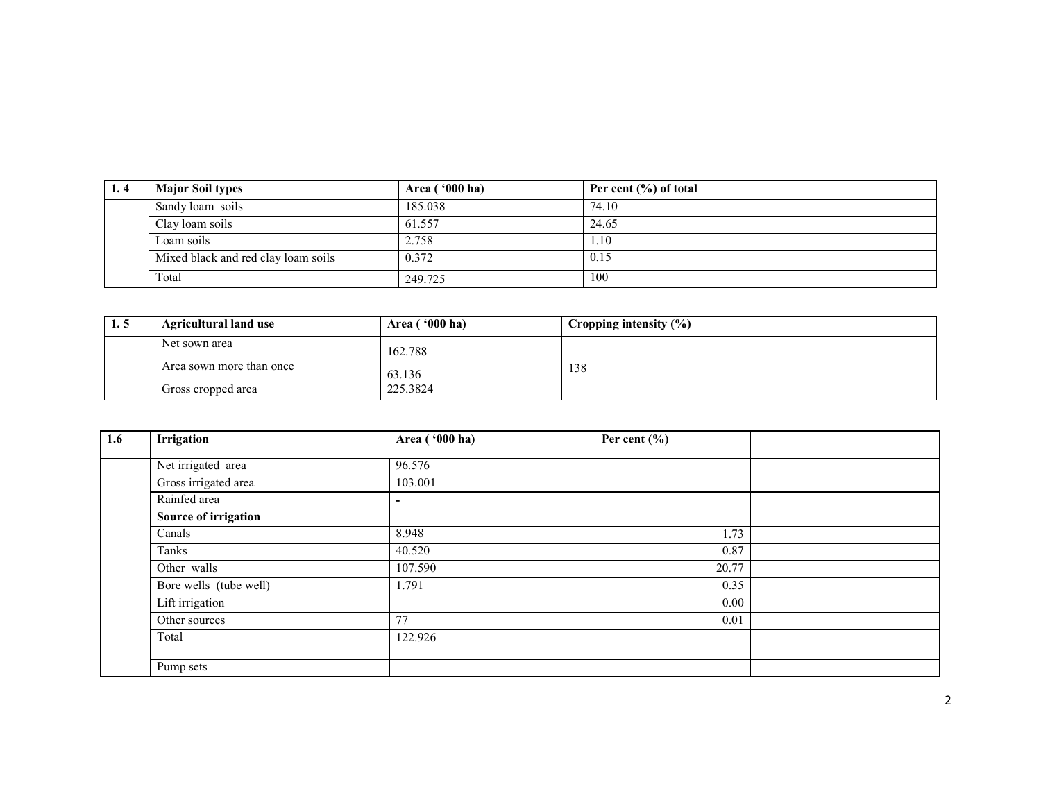| 1. 4 | Major Soil types | Area ( '000 ha) | Per cent (%) of total |
|---|---|---|---|
| | Sandy loam soils | 185.038 | 74.10 |
| | Clay loam soils | 61.557 | 24.65 |
| | Loam soils | 2.758 | 1.10 |
| | Mixed black and red clay loam soils | 0.372 | 0.15 |
| | Total | 249.725 | 100 |

| 1. 5 | Agricultural land use | Area ( '000 ha) | Cropping intensity (%) |
|---|---|---|---|
| | Net sown area | 162.788 | 138 |
| | Area sown more than once | 63.136 | |
| | Gross cropped area | 225.3824 | |

| 1.6 | Irrigation | Area ( '000 ha) | Per cent (%) | |
|---|---|---|---|---|
| | Net irrigated area | 96.576 | | |
| | Gross irrigated area | 103.001 | | |
| | Rainfed area | - | | |
| | **Source of irrigation** | | | |
| | Canals | 8.948 | 1.73 | |
| | Tanks | 40.520 | 0.87 | |
| | Other walls | 107.590 | 20.77 | |
| | Bore wells (tube well) | 1.791 | 0.35 | |
| | Lift irrigation | | 0.00 | |
| | Other sources | 77 | 0.01 | |
| | Total | 122.926 | | |
| | Pump sets | | | |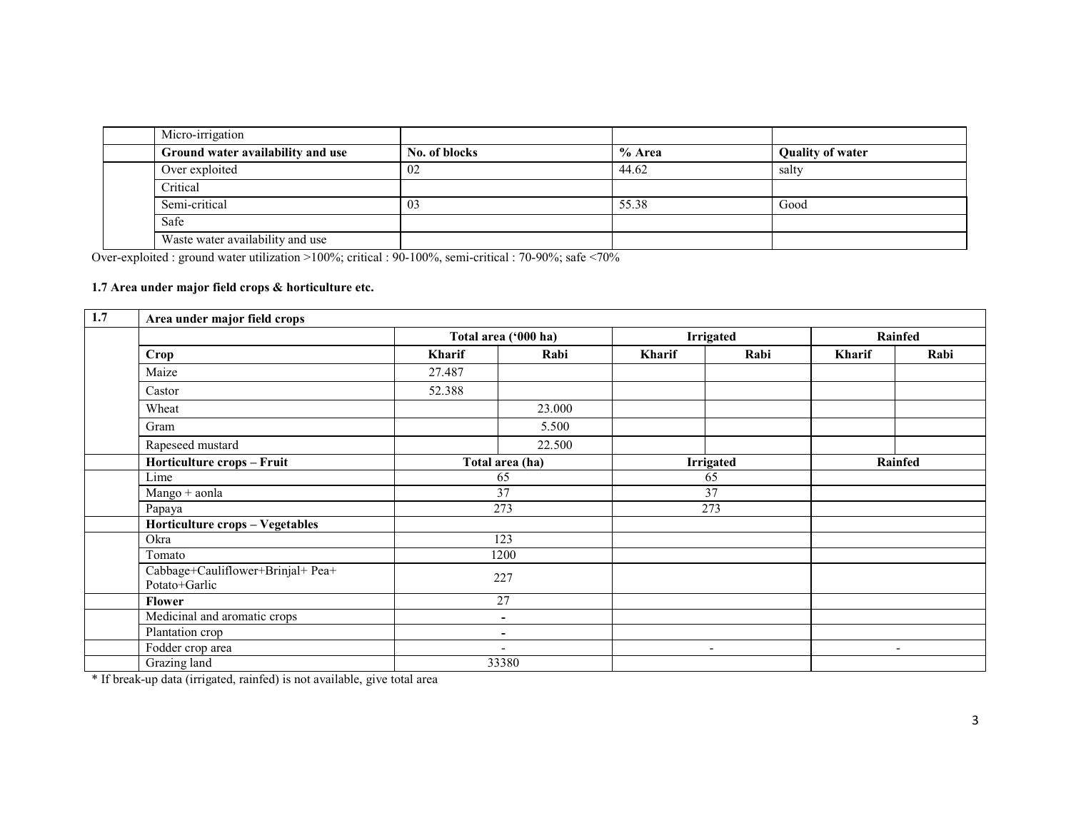| | Micro-irrigation | | | |
|---|---|---|---|---|
| | **Ground water availability and use** | **No. of blocks** | **% Area** | **Quality of water** |
| | Over exploited | 02 | 44.62 | salty |
| | Critical | | | |
| | Semi-critical | 03 | 55.38 | Good |
| | Safe | | | |
| | Waste water availability and use | | | |

Over-exploited : ground water utilization >100%; critical : 90-100%, semi-critical : 70-90%; safe <70%

**1.7 Area under major field crops & horticulture etc.**

| 1.7 | Area under major field crops | | | | | | |
|---|---|---|---|---|---|---|---|
| | | Total area ('000 ha) | | Irrigated | | Rainfed | |
| | **Crop** | **Kharif** | **Rabi** | **Kharif** | **Rabi** | **Kharif** | **Rabi** |
| | Maize | 27.487 | | | | | |
| | Castor | 52.388 | | | | | |
| | Wheat | | 23.000 | | | | |
| | Gram | | 5.500 | | | | |
| | Rapeseed mustard | | 22.500 | | | | |
| | **Horticulture crops – Fruit** | **Total area (ha)** | | **Irrigated** | | **Rainfed** | |
| | Lime | 65 | | 65 | | | |
| | Mango + aonla | 37 | | 37 | | | |
| | Papaya | 273 | | 273 | | | |
| | **Horticulture crops – Vegetables** | | | | | | |
| | Okra | 123 | | | | | |
| | Tomato | 1200 | | | | | |
| | Cabbage+Cauliflower+Brinjal+ Pea+ Potato+Garlic | 227 | | | | | |
| | **Flower** | 27 | | | | | |
| | Medicinal and aromatic crops | - | | | | | |
| | Plantation crop | - | | | | | |
| | Fodder crop area | - | | - | | - | |
| | Grazing land | 33380 | | | | | |

* If break-up data (irrigated, rainfed) is not available, give total area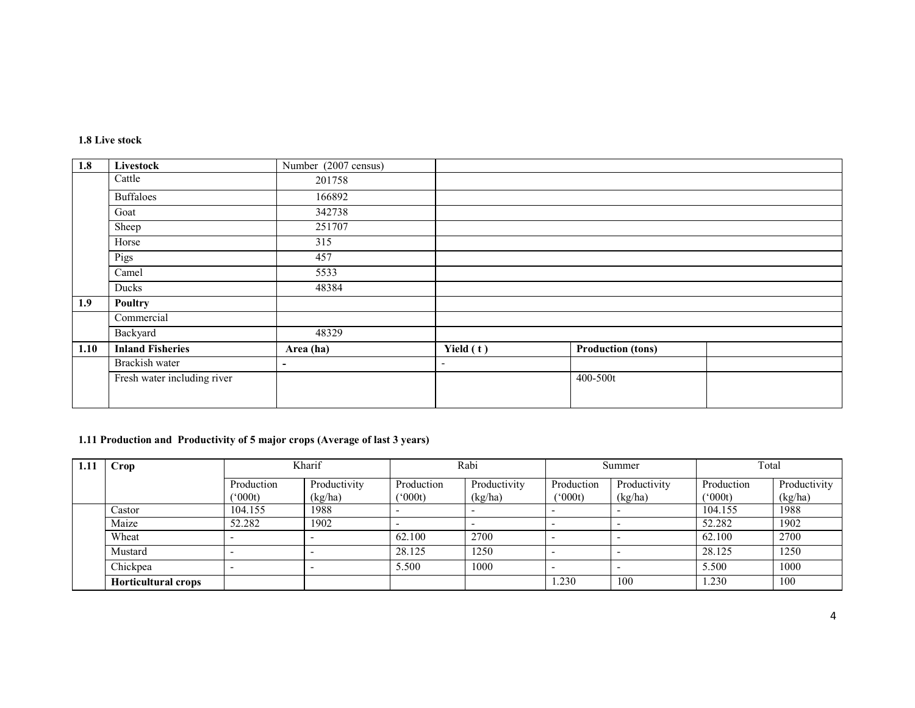**1.8 Live stock**

| 1.8 | **Livestock** | Number (2007 census) | | | |
|---|---|---|---|---|---|
| | Cattle | 201758 | | | |
| | Buffaloes | 166892 | | | |
| | Goat | 342738 | | | |
| | Sheep | 251707 | | | |
| | Horse | 315 | | | |
| | Pigs | 457 | | | |
| | Camel | 5533 | | | |
| | Ducks | 48384 | | | |
| **1.9** | **Poultry** | | | | |
| | Commercial | | | | |
| | Backyard | 48329 | | | |
| **1.10** | **Inland Fisheries** | **Area (ha)** | **Yield ( t )** | **Production (tons)** | |
| | Brackish water | - | - | | |
| | Fresh water including river | | | 400-500t | |

**1.11 Production and Productivity of 5 major crops (Average of last 3 years)**

| 1.11 | **Crop** | Kharif | | Rabi | | Summer | | Total | |
|---|---|---|---|---|---|---|---|---|---|
| | | Production ('000t) | Productivity (kg/ha) | Production ('000t) | Productivity (kg/ha) | Production ('000t) | Productivity (kg/ha) | Production ('000t) | Productivity (kg/ha) |
| | Castor | 104.155 | 1988 | - | - | - | - | 104.155 | 1988 |
| | Maize | 52.282 | 1902 | - | - | - | - | 52.282 | 1902 |
| | Wheat | - | - | 62.100 | 2700 | - | - | 62.100 | 2700 |
| | Mustard | - | - | 28.125 | 1250 | - | - | 28.125 | 1250 |
| | Chickpea | - | - | 5.500 | 1000 | - | - | 5.500 | 1000 |
| | **Horticultural crops** | | | | | 1.230 | 100 | 1.230 | 100 |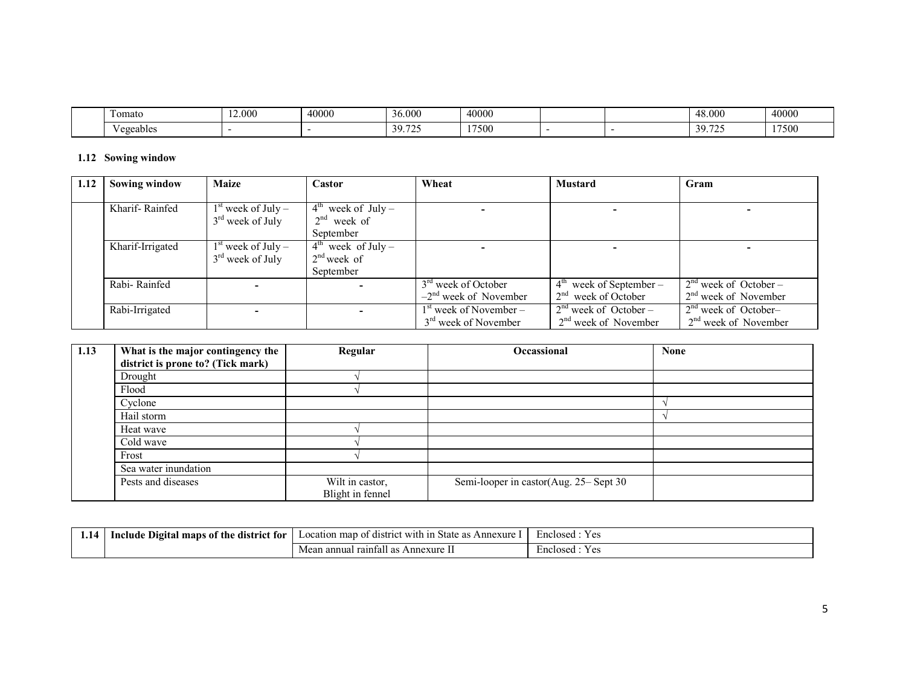| | Tomato | 12.000 | 40000 | 36.000 | 40000 | | | 48.000 | 40000 |
|---|---|---|---|---|---|---|---|---|---|
| | Vegeables | - | - | 39.725 | 17500 | - | - | 39.725 | 17500 |

### 1.12 Sowing window

| 1.12 | Sowing window | Maize | Castor | Wheat | Mustard | Gram |
|---|---|---|---|---|---|---|
| | Kharif- Rainfed | 1st week of July – 3rd week of July | 4th week of July – 2nd week of September | - | - | - |
| | Kharif-Irrigated | 1st week of July – 3rd week of July | 4th week of July – 2nd week of September | - | - | - |
| | Rabi- Rainfed | - | - | 3rd week of October –2nd week of November | 4th week of September – 2nd week of October | 2nd week of October – 2nd week of November |
| | Rabi-Irrigated | - | - | 1st week of November – 3rd week of November | 2nd week of October – 2nd week of November | 2nd week of October– 2nd week of November |

| 1.13 | What is the major contingency the district is prone to? (Tick mark) | Regular | Occassional | None |
|---|---|---|---|---|
| | Drought | √ | | |
| | Flood | √ | | |
| | Cyclone | | | √ |
| | Hail storm | | | √ |
| | Heat wave | √ | | |
| | Cold wave | √ | | |
| | Frost | √ | | |
| | Sea water inundation | | | |
| | Pests and diseases | Wilt in castor, Blight in fennel | Semi-looper in castor(Aug. 25– Sept 30 | |

| 1.14 | Include Digital maps of the district for | Location map of district with in State as Annexure I | Enclosed : Yes |
|---|---|---|---|
| | | Mean annual rainfall as Annexure II | Enclosed : Yes |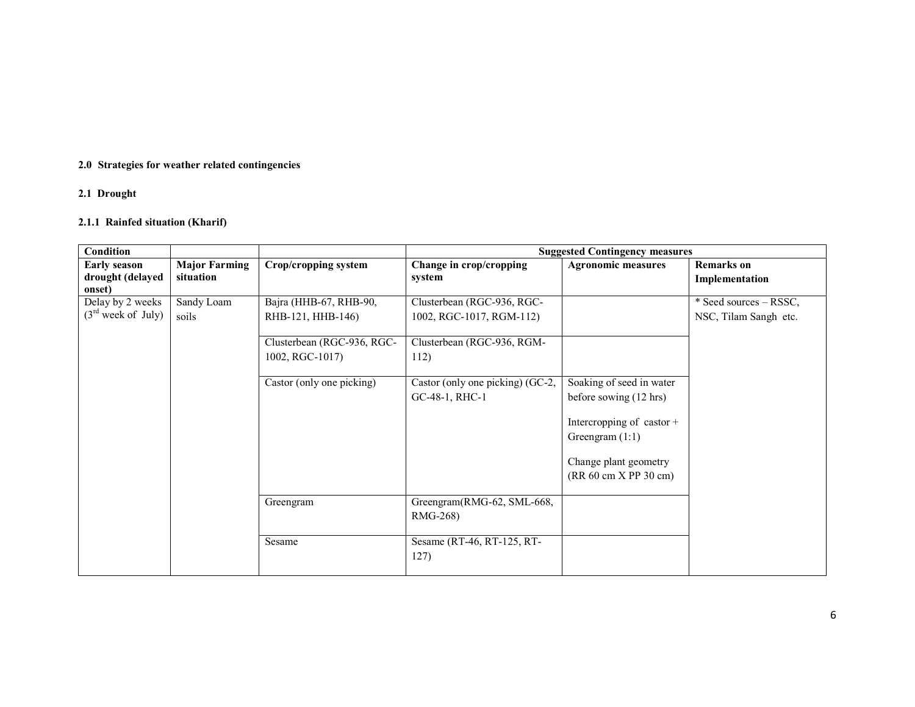**2.0 Strategies for weather related contingencies**

**2.1 Drought**

**2.1.1 Rainfed situation (Kharif)**

| Condition | | | Suggested Contingency measures | | |
|---|---|---|---|---|---|
| **Early season drought (delayed onset)** | **Major Farming situation** | **Crop/cropping system** | **Change in crop/cropping system** | **Agronomic measures** | **Remarks on Implementation** |
| Delay by 2 weeks (3rd week of July) | Sandy Loam soils | Bajra (HHB-67, RHB-90, RHB-121, HHB-146) | Clusterbean (RGC-936, RGC-1002, RGC-1017, RGM-112) | | * Seed sources – RSSC, NSC, Tilam Sangh etc. |
| | | Clusterbean (RGC-936, RGC-1002, RGC-1017) | Clusterbean (RGC-936, RGM-112) | | |
| | | Castor (only one picking) | Castor (only one picking) (GC-2, GC-48-1, RHC-1 | Soaking of seed in water before sowing (12 hrs)<br><br>Intercropping of castor + Greengram (1:1)<br><br>Change plant geometry (RR 60 cm X PP 30 cm) | |
| | | Greengram | Greengram(RMG-62, SML-668, RMG-268) | | |
| | | Sesame | Sesame (RT-46, RT-125, RT-127) | | |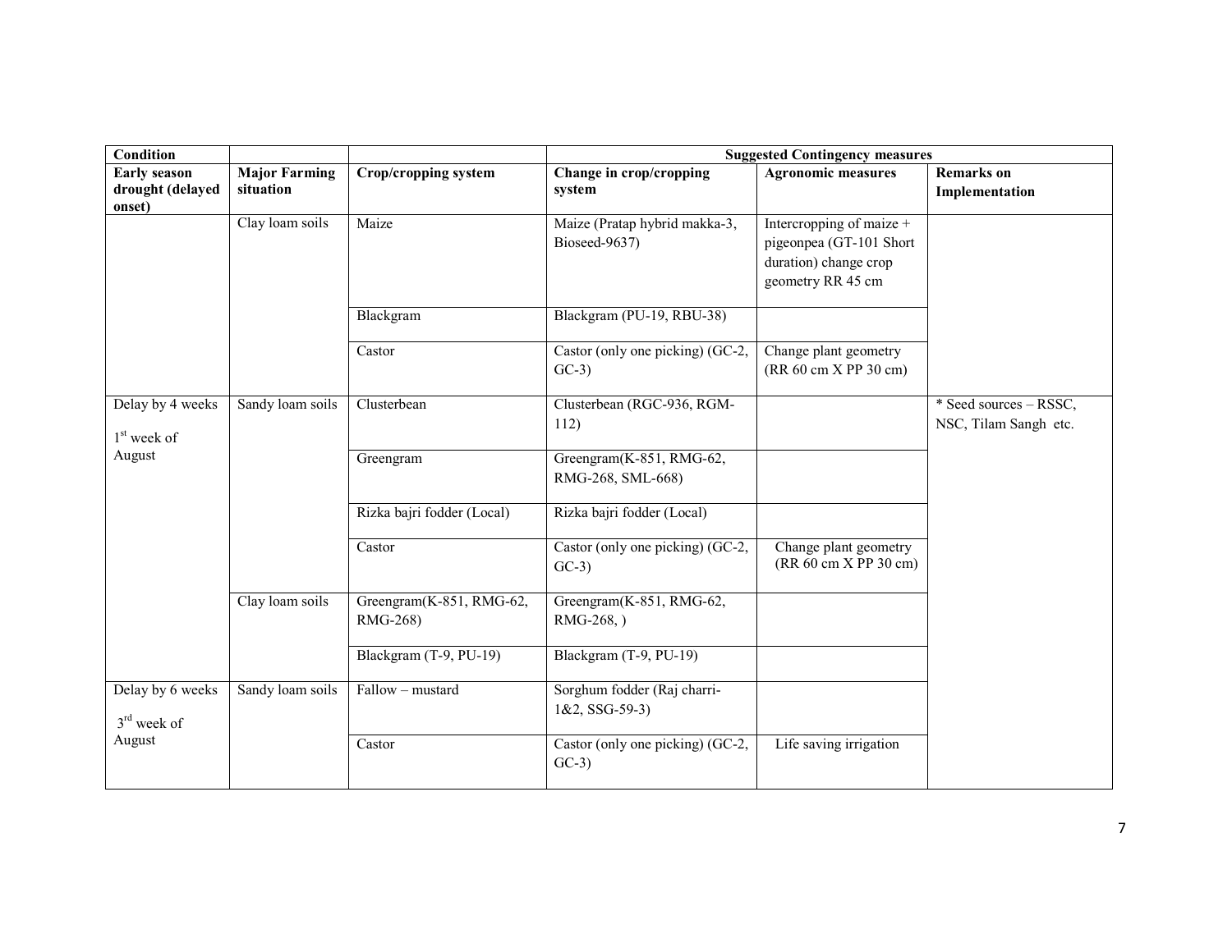| Condition | | | Suggested Contingency measures | | |
|---|---|---|---|---|---|
| **Early season drought (delayed onset)** | **Major Farming situation** | **Crop/cropping system** | **Change in crop/cropping system** | **Agronomic measures** | **Remarks on Implementation** |
| | Clay loam soils | Maize | Maize (Pratap hybrid makka-3, Bioseed-9637) | Intercropping of maize + pigeonpea (GT-101 Short duration) change crop geometry RR 45 cm | |
| | | Blackgram | Blackgram (PU-19, RBU-38) | | |
| | | Castor | Castor (only one picking) (GC-2, GC-3) | Change plant geometry (RR 60 cm X PP 30 cm) | |
| Delay by 4 weeks 1st week of August | Sandy loam soils | Clusterbean | Clusterbean (RGC-936, RGM-112) | | * Seed sources – RSSC, NSC, Tilam Sangh etc. |
| | | Greengram | Greengram(K-851, RMG-62, RMG-268, SML-668) | | |
| | | Rizka bajri fodder (Local) | Rizka bajri fodder (Local) | | |
| | | Castor | Castor (only one picking) (GC-2, GC-3) | Change plant geometry (RR 60 cm X PP 30 cm) | |
| | Clay loam soils | Greengram(K-851, RMG-62, RMG-268) | Greengram(K-851, RMG-62, RMG-268, ) | | |
| | | Blackgram (T-9, PU-19) | Blackgram (T-9, PU-19) | | |
| Delay by 6 weeks 3rd week of August | Sandy loam soils | Fallow – mustard | Sorghum fodder (Raj charri-1&2, SSG-59-3) | | |
| | | Castor | Castor (only one picking) (GC-2, GC-3) | Life saving irrigation | |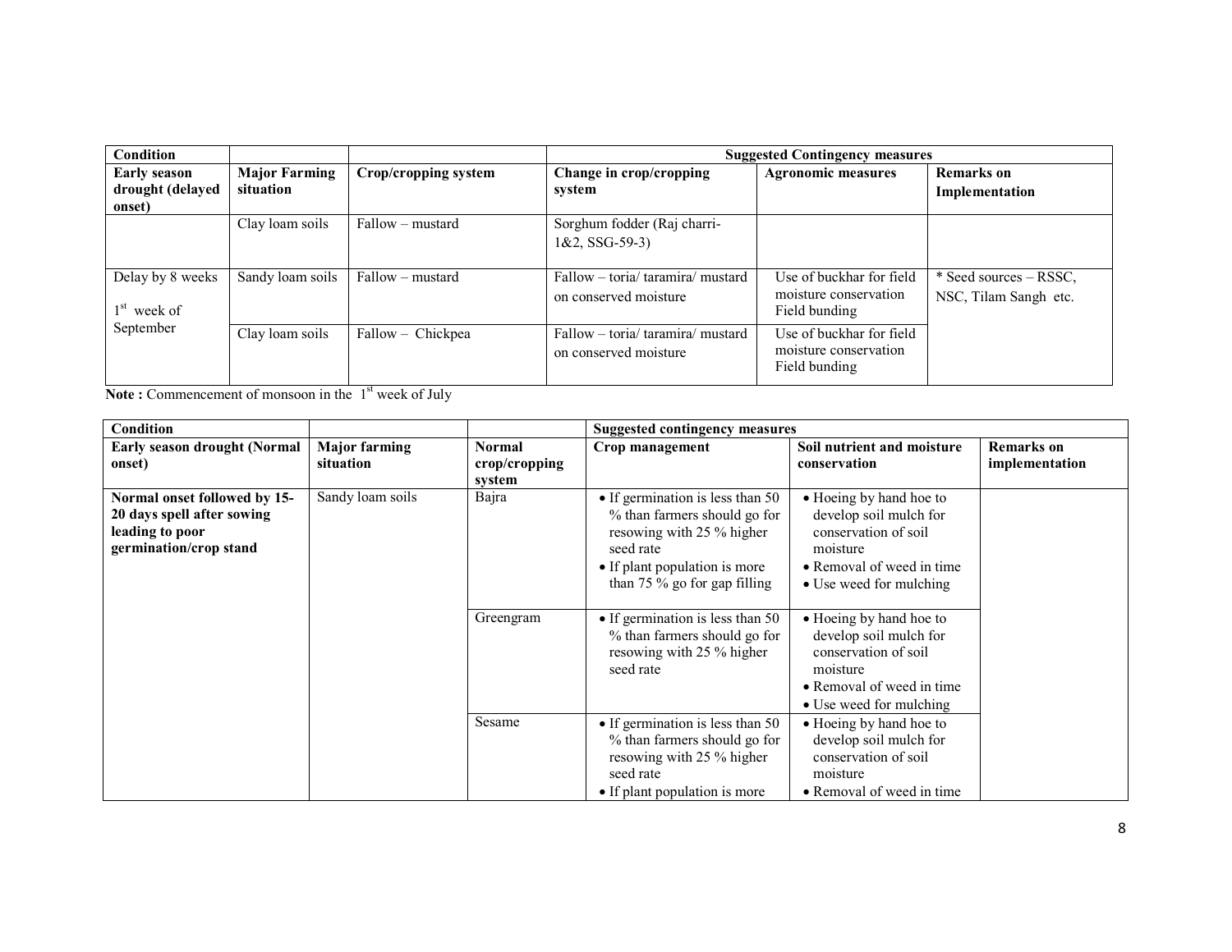| Condition | | | Suggested Contingency measures | | |
|---|---|---|---|---|---|
| **Early season drought (delayed onset)** | **Major Farming situation** | **Crop/cropping system** | **Change in crop/cropping system** | **Agronomic measures** | **Remarks on Implementation** |
| | Clay loam soils | Fallow – mustard | Sorghum fodder (Raj charri-1&2, SSG-59-3) | | |
| Delay by 8 weeks 1st week of September | Sandy loam soils | Fallow – mustard | Fallow – toria/ taramira/ mustard on conserved moisture | Use of buckhar for field moisture conservation Field bunding | * Seed sources – RSSC, NSC, Tilam Sangh etc. |
| | Clay loam soils | Fallow – Chickpea | Fallow – toria/ taramira/ mustard on conserved moisture | Use of buckhar for field moisture conservation Field bunding | |

**Note :** Commencement of monsoon in the 1st week of July

| Condition | | | Suggested contingency measures | | |
|---|---|---|---|---|---|
| **Early season drought (Normal onset)** | **Major farming situation** | **Normal crop/cropping system** | **Crop management** | **Soil nutrient and moisture conservation** | **Remarks on implementation** |
| **Normal onset followed by 15-20 days spell after sowing leading to poor germination/crop stand** | Sandy loam soils | Bajra | • If germination is less than 50 % than farmers should go for resowing with 25 % higher seed rate<br>• If plant population is more than 75 % go for gap filling | • Hoeing by hand hoe to develop soil mulch for conservation of soil moisture<br>• Removal of weed in time<br>• Use weed for mulching | |
| | | Greengram | • If germination is less than 50 % than farmers should go for resowing with 25 % higher seed rate | • Hoeing by hand hoe to develop soil mulch for conservation of soil moisture<br>• Removal of weed in time<br>• Use weed for mulching | |
| | | Sesame | • If germination is less than 50 % than farmers should go for resowing with 25 % higher seed rate<br>• If plant population is more | • Hoeing by hand hoe to develop soil mulch for conservation of soil moisture<br>• Removal of weed in time | |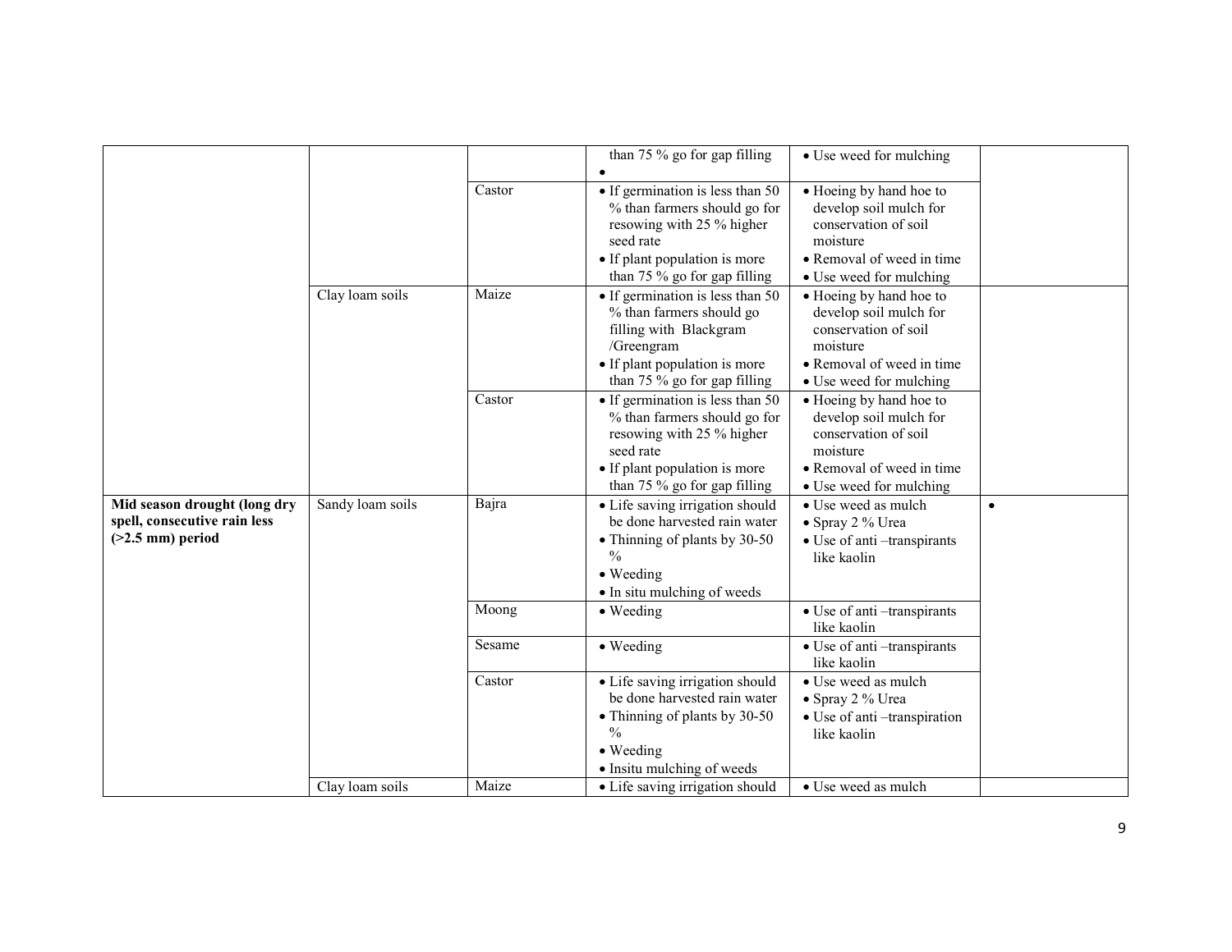| | | | than 75 % go for gap filling<br>• | • Use weed for mulching | |
|---|---|---|---|---|---|
| | | Castor | • If germination is less than 50 % than farmers should go for resowing with 25 % higher seed rate<br>• If plant population is more than 75 % go for gap filling | • Hoeing by hand hoe to develop soil mulch for conservation of soil moisture<br>• Removal of weed in time<br>• Use weed for mulching | |
| | Clay loam soils | Maize | • If germination is less than 50 % than farmers should go filling with Blackgram /Greengram<br>• If plant population is more than 75 % go for gap filling | • Hoeing by hand hoe to develop soil mulch for conservation of soil moisture<br>• Removal of weed in time<br>• Use weed for mulching | |
| | | Castor | • If germination is less than 50 % than farmers should go for resowing with 25 % higher seed rate<br>• If plant population is more than 75 % go for gap filling | • Hoeing by hand hoe to develop soil mulch for conservation of soil moisture<br>• Removal of weed in time<br>• Use weed for mulching | |
| **Mid season drought (long dry spell, consecutive rain less (>2.5 mm) period** | Sandy loam soils | Bajra | • Life saving irrigation should be done harvested rain water<br>• Thinning of plants by 30-50 %<br>• Weeding<br>• In situ mulching of weeds | • Use weed as mulch<br>• Spray 2 % Urea<br>• Use of anti –transpirants like kaolin | • |
| | | Moong | • Weeding | • Use of anti –transpirants like kaolin | |
| | | Sesame | • Weeding | • Use of anti –transpirants like kaolin | |
| | | Castor | • Life saving irrigation should be done harvested rain water<br>• Thinning of plants by 30-50 %<br>• Weeding<br>• Insitu mulching of weeds | • Use weed as mulch<br>• Spray 2 % Urea<br>• Use of anti –transpiration like kaolin | |
| | Clay loam soils | Maize | • Life saving irrigation should | • Use weed as mulch | |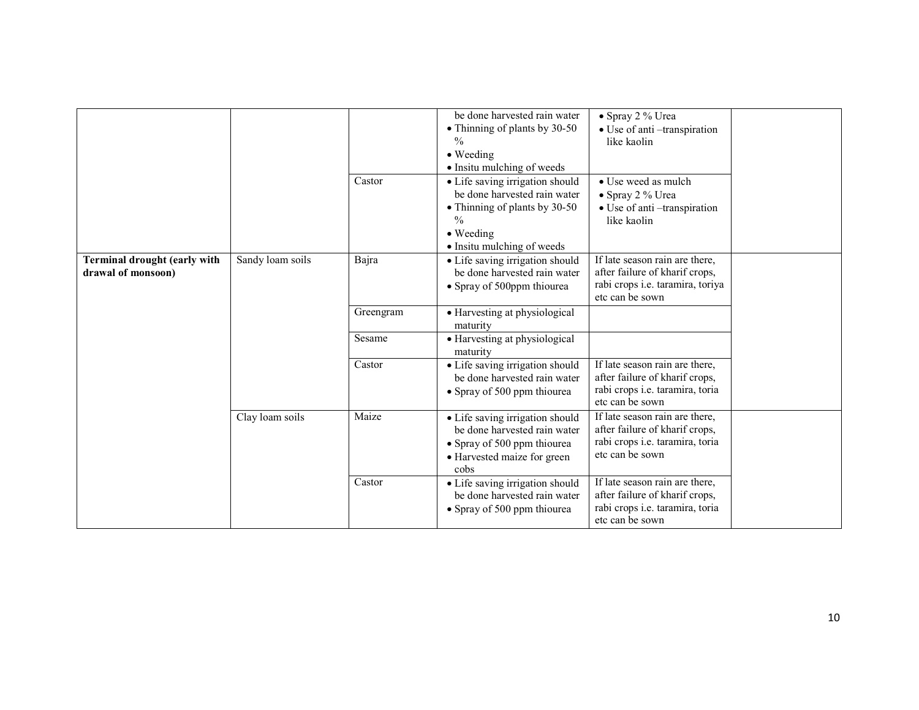| | | | | | |
|---|---|---|---|---|---|
| | | | be done harvested rain water<br>• Thinning of plants by 30-50 %<br>• Weeding<br>• Insitu mulching of weeds | • Spray 2 % Urea<br>• Use of anti –transpiration like kaolin | |
| | | Castor | • Life saving irrigation should be done harvested rain water<br>• Thinning of plants by 30-50 %<br>• Weeding<br>• Insitu mulching of weeds | • Use weed as mulch<br>• Spray 2 % Urea<br>• Use of anti –transpiration like kaolin | |
| **Terminal drought (early with drawal of monsoon)** | Sandy loam soils | Bajra | • Life saving irrigation should be done harvested rain water<br>• Spray of 500ppm thiourea | If late season rain are there, after failure of kharif crops, rabi crops i.e. taramira, toriya etc can be sown | |
| | | Greengram | • Harvesting at physiological maturity | | |
| | | Sesame | • Harvesting at physiological maturity | | |
| | | Castor | • Life saving irrigation should be done harvested rain water<br>• Spray of 500 ppm thiourea | If late season rain are there, after failure of kharif crops, rabi crops i.e. taramira, toria etc can be sown | |
| | Clay loam soils | Maize | • Life saving irrigation should be done harvested rain water<br>• Spray of 500 ppm thiourea<br>• Harvested maize for green cobs | If late season rain are there, after failure of kharif crops, rabi crops i.e. taramira, toria etc can be sown | |
| | | Castor | • Life saving irrigation should be done harvested rain water<br>• Spray of 500 ppm thiourea | If late season rain are there, after failure of kharif crops, rabi crops i.e. taramira, toria etc can be sown | |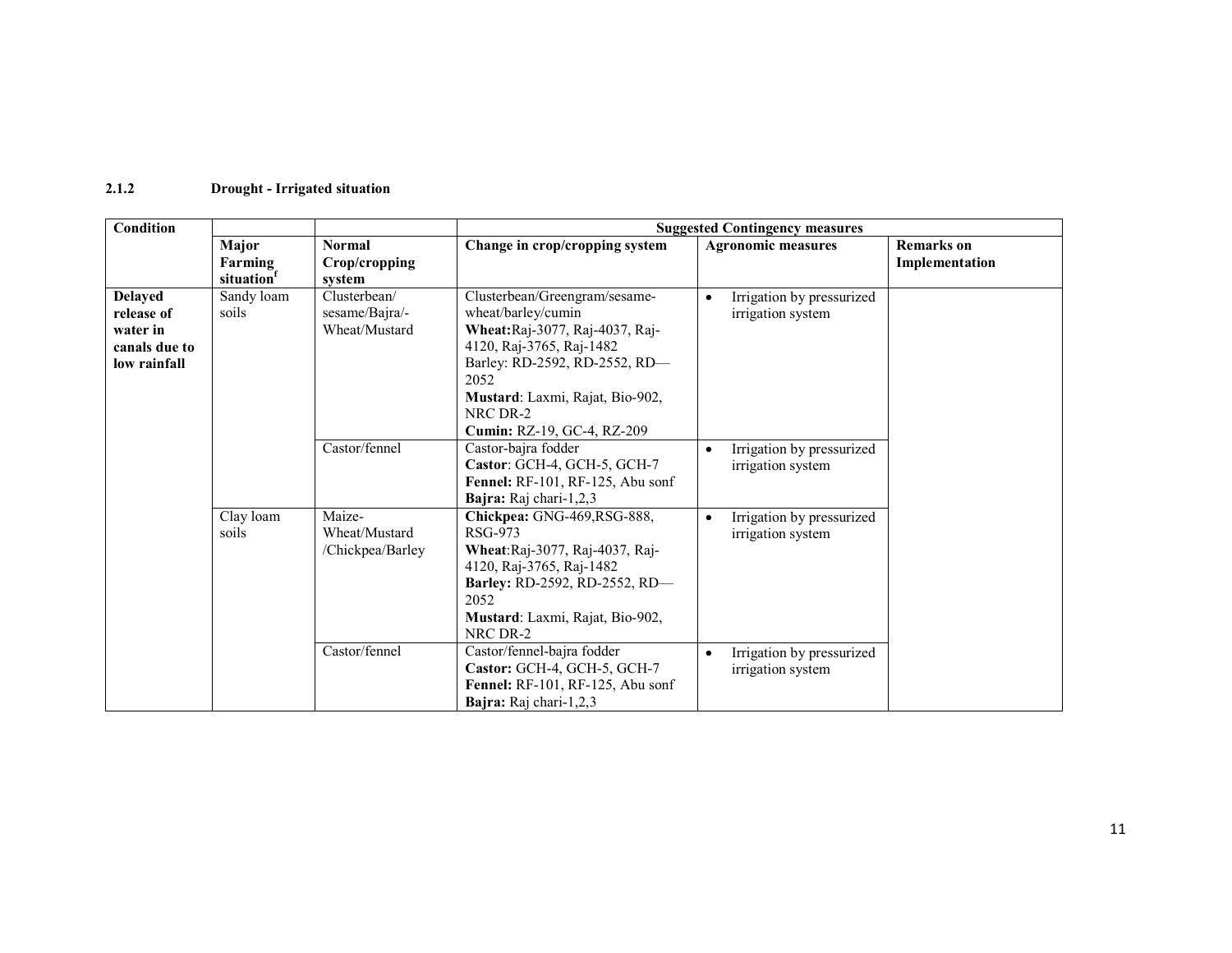### 2.1.2 Drought - Irrigated situation

| Condition | | | Suggested Contingency measures | | |
|---|---|---|---|---|---|
| | Major Farming situation[f] | Normal Crop/cropping system | Change in crop/cropping system | Agronomic measures | Remarks on Implementation |
| **Delayed release of water in canals due to low rainfall** | Sandy loam soils | Clusterbean/ sesame/Bajra/- Wheat/Mustard | Clusterbean/Greengram/sesame-wheat/barley/cumin<br>**Wheat:**Raj-3077, Raj-4037, Raj-4120, Raj-3765, Raj-1482<br>Barley: RD-2592, RD-2552, RD—2052<br>**Mustard**: Laxmi, Rajat, Bio-902, NRC DR-2<br>**Cumin:** RZ-19, GC-4, RZ-209 | • Irrigation by pressurized irrigation system | |
| | | Castor/fennel | Castor-bajra fodder<br>**Castor**: GCH-4, GCH-5, GCH-7<br>**Fennel:** RF-101, RF-125, Abu sonf<br>**Bajra:** Raj chari-1,2,3 | • Irrigation by pressurized irrigation system | |
| | Clay loam soils | Maize-Wheat/Mustard /Chickpea/Barley | **Chickpea:** GNG-469,RSG-888, RSG-973<br>**Wheat**:Raj-3077, Raj-4037, Raj-4120, Raj-3765, Raj-1482<br>**Barley:** RD-2592, RD-2552, RD—2052<br>**Mustard**: Laxmi, Rajat, Bio-902, NRC DR-2 | • Irrigation by pressurized irrigation system | |
| | | Castor/fennel | Castor/fennel-bajra fodder<br>**Castor:** GCH-4, GCH-5, GCH-7<br>**Fennel:** RF-101, RF-125, Abu sonf<br>**Bajra:** Raj chari-1,2,3 | • Irrigation by pressurized irrigation system | |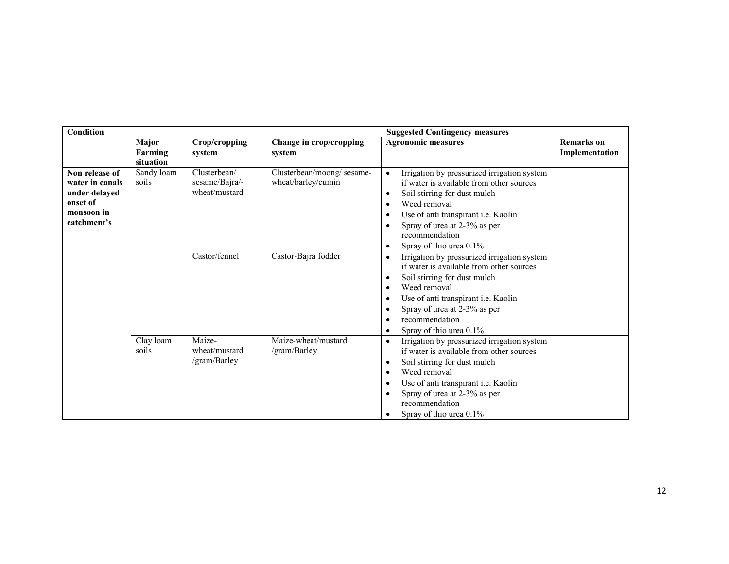| Condition | | | Suggested Contingency measures | | |
|---|---|---|---|---|---|
| | Major Farming situation | Crop/cropping system | Change in crop/cropping system | Agronomic measures | Remarks on Implementation |
| Non release of water in canals under delayed onset of monsoon in catchment's | Sandy loam soils | Clusterbean/ sesame/Bajra/- wheat/mustard | Clusterbean/moong/ sesame-wheat/barley/cumin | • Irrigation by pressurized irrigation system if water is available from other sources<br>• Soil stirring for dust mulch<br>• Weed removal<br>• Use of anti transpirant i.e. Kaolin<br>• Spray of urea at 2-3% as per recommendation<br>• Spray of thio urea 0.1% | |
| | | Castor/fennel | Castor-Bajra fodder | • Irrigation by pressurized irrigation system if water is available from other sources<br>• Soil stirring for dust mulch<br>• Weed removal<br>• Use of anti transpirant i.e. Kaolin<br>• Spray of urea at 2-3% as per<br>• recommendation<br>• Spray of thio urea 0.1% | |
| | Clay loam soils | Maize-wheat/mustard /gram/Barley | Maize-wheat/mustard /gram/Barley | • Irrigation by pressurized irrigation system if water is available from other sources<br>• Soil stirring for dust mulch<br>• Weed removal<br>• Use of anti transpirant i.e. Kaolin<br>• Spray of urea at 2-3% as per recommendation<br>• Spray of thio urea 0.1% | |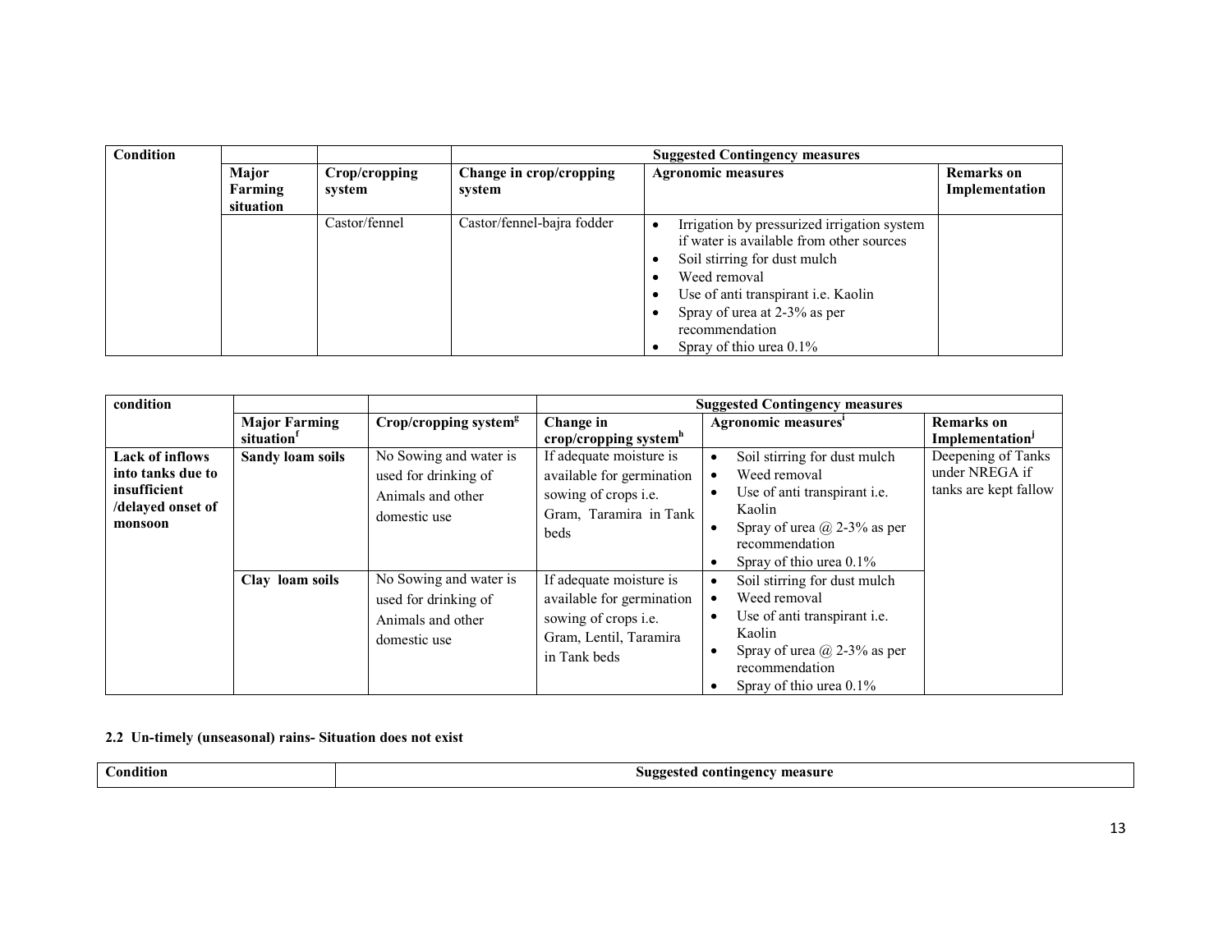| Condition | | | Suggested Contingency measures | | |
|---|---|---|---|---|---|
| | Major Farming situation | Crop/cropping system | Change in crop/cropping system | Agronomic measures | Remarks on Implementation |
| | | Castor/fennel | Castor/fennel-bajra fodder | • Irrigation by pressurized irrigation system if water is available from other sources<br>• Soil stirring for dust mulch<br>• Weed removal<br>• Use of anti transpirant i.e. Kaolin<br>• Spray of urea at 2-3% as per recommendation<br>• Spray of thio urea 0.1% | |

| condition | | | Suggested Contingency measures | | |
|---|---|---|---|---|---|
| | Major Farming situation[f] | Crop/cropping system[g] | Change in crop/cropping system[h] | Agronomic measures[i] | Remarks on Implementation[j] |
| **Lack of inflows into tanks due to insufficient /delayed onset of monsoon** | **Sandy loam soils** | No Sowing and water is used for drinking of Animals and other domestic use | If adequate moisture is available for germination sowing of crops i.e. Gram, Taramira in Tank beds | • Soil stirring for dust mulch<br>• Weed removal<br>• Use of anti transpirant i.e. Kaolin<br>• Spray of urea @ 2-3% as per recommendation<br>• Spray of thio urea 0.1% | Deepening of Tanks under NREGA if tanks are kept fallow |
| | **Clay loam soils** | No Sowing and water is used for drinking of Animals and other domestic use | If adequate moisture is available for germination sowing of crops i.e. Gram, Lentil, Taramira in Tank beds | • Soil stirring for dust mulch<br>• Weed removal<br>• Use of anti transpirant i.e. Kaolin<br>• Spray of urea @ 2-3% as per recommendation<br>• Spray of thio urea 0.1% | |

**2.2 Un-timely (unseasonal) rains- Situation does not exist**

| Condition | Suggested contingency measure |
|---|---|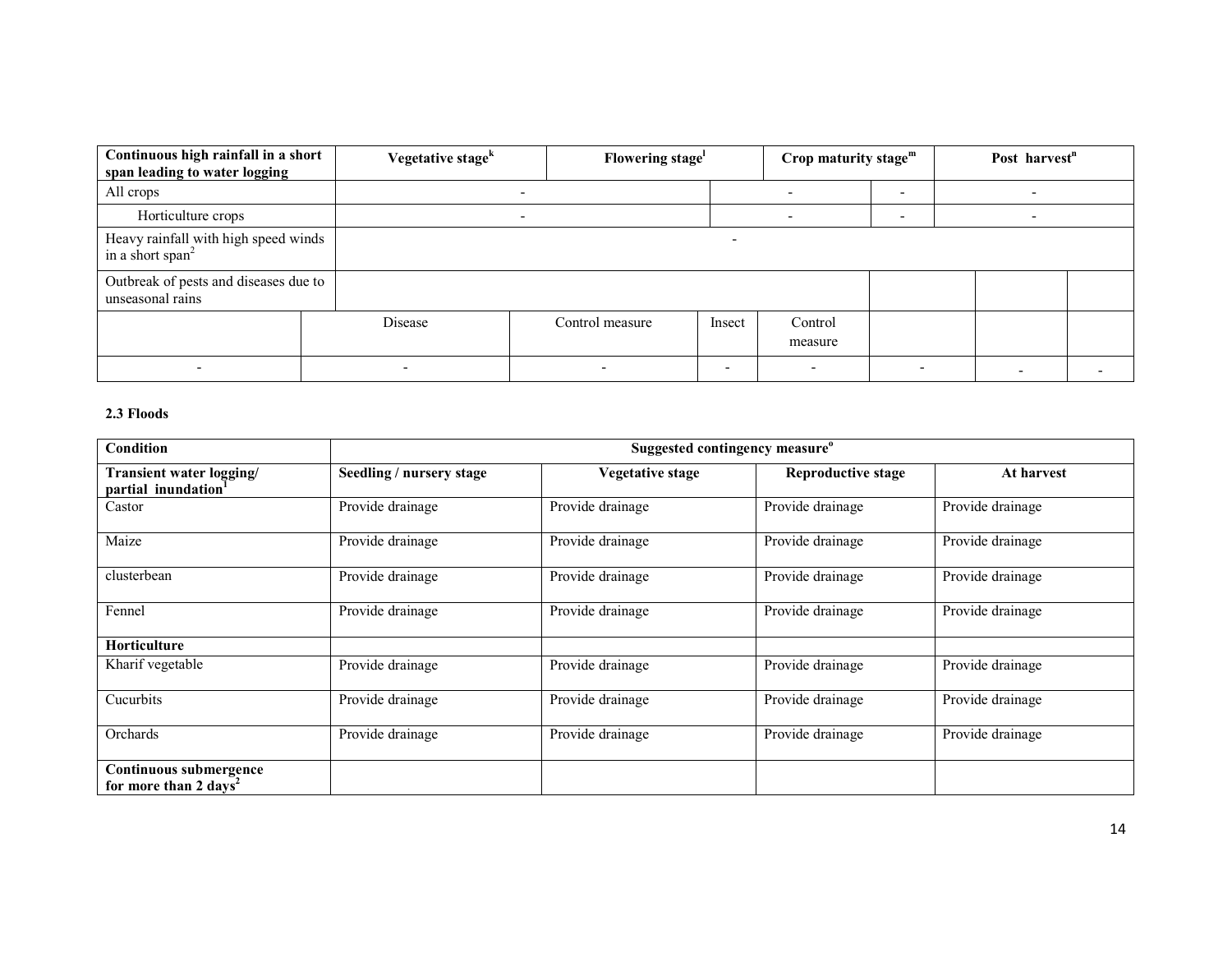| Continuous high rainfall in a short span leading to water logging | Vegetative stage[k] | Flowering stage[l] | Crop maturity stage[m] | Post harvest[n] |
|---|---|---|---|---|
| All crops | - | - | - | - |
| Horticulture crops | - | - | - | - |
| Heavy rainfall with high speed winds in a short span[2] | - | | | |
| Outbreak of pests and diseases due to unseasonal rains | | | | |

| | Disease | Control measure | Insect | Control measure | | | |
|---|---|---|---|---|---|---|---|
| - | - | - | - | - | - | - | - |

**2.3 Floods**

| Condition | Suggested contingency measure[o] | | | |
|---|---|---|---|---|
| **Transient water logging/ partial inundation[1]** | **Seedling / nursery stage** | **Vegetative stage** | **Reproductive stage** | **At harvest** |
| Castor | Provide drainage | Provide drainage | Provide drainage | Provide drainage |
| Maize | Provide drainage | Provide drainage | Provide drainage | Provide drainage |
| clusterbean | Provide drainage | Provide drainage | Provide drainage | Provide drainage |
| Fennel | Provide drainage | Provide drainage | Provide drainage | Provide drainage |
| **Horticulture** | | | | |
| Kharif vegetable | Provide drainage | Provide drainage | Provide drainage | Provide drainage |
| Cucurbits | Provide drainage | Provide drainage | Provide drainage | Provide drainage |
| Orchards | Provide drainage | Provide drainage | Provide drainage | Provide drainage |
| **Continuous submergence for more than 2 days[2]** | | | | |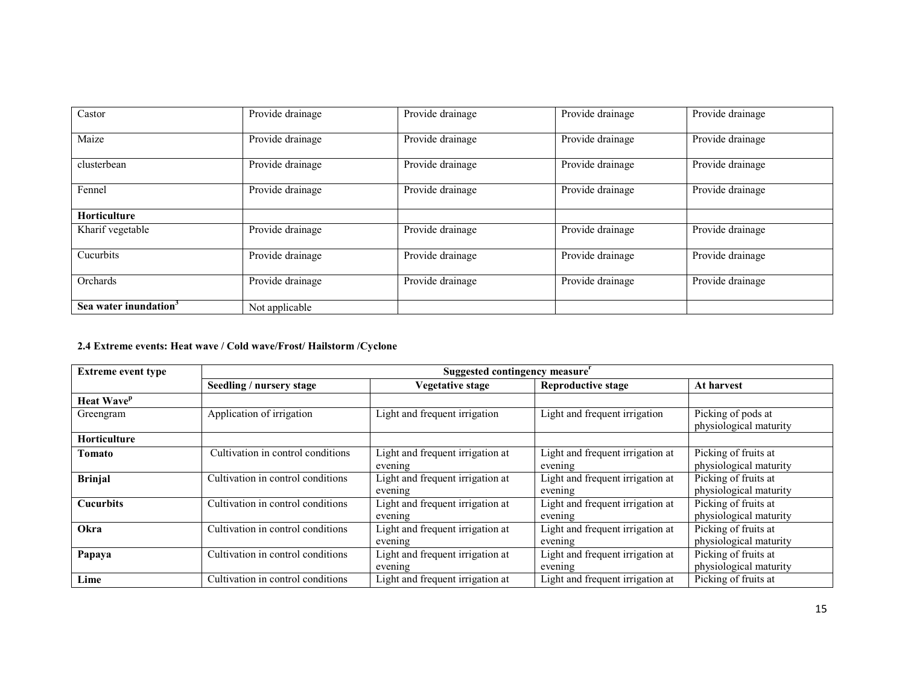| Castor | Provide drainage | Provide drainage | Provide drainage | Provide drainage |
|---|---|---|---|---|
| Maize | Provide drainage | Provide drainage | Provide drainage | Provide drainage |
| clusterbean | Provide drainage | Provide drainage | Provide drainage | Provide drainage |
| Fennel | Provide drainage | Provide drainage | Provide drainage | Provide drainage |
| **Horticulture** | | | | |
| Kharif vegetable | Provide drainage | Provide drainage | Provide drainage | Provide drainage |
| Cucurbits | Provide drainage | Provide drainage | Provide drainage | Provide drainage |
| Orchards | Provide drainage | Provide drainage | Provide drainage | Provide drainage |
| **Sea water inundation[3]** | Not applicable | | | |

**2.4 Extreme events: Heat wave / Cold wave/Frost/ Hailstorm /Cyclone**

| Extreme event type | Suggested contingency measure[r] | | | |
|---|---|---|---|---|
| | **Seedling / nursery stage** | **Vegetative stage** | **Reproductive stage** | **At harvest** |
| **Heat Wave[p]** | | | | |
| Greengram | Application of irrigation | Light and frequent irrigation | Light and frequent irrigation | Picking of pods at physiological maturity |
| **Horticulture** | | | | |
| **Tomato** | Cultivation in control conditions | Light and frequent irrigation at evening | Light and frequent irrigation at evening | Picking of fruits at physiological maturity |
| **Brinjal** | Cultivation in control conditions | Light and frequent irrigation at evening | Light and frequent irrigation at evening | Picking of fruits at physiological maturity |
| **Cucurbits** | Cultivation in control conditions | Light and frequent irrigation at evening | Light and frequent irrigation at evening | Picking of fruits at physiological maturity |
| **Okra** | Cultivation in control conditions | Light and frequent irrigation at evening | Light and frequent irrigation at evening | Picking of fruits at physiological maturity |
| **Papaya** | Cultivation in control conditions | Light and frequent irrigation at evening | Light and frequent irrigation at evening | Picking of fruits at physiological maturity |
| **Lime** | Cultivation in control conditions | Light and frequent irrigation at | Light and frequent irrigation at | Picking of fruits at |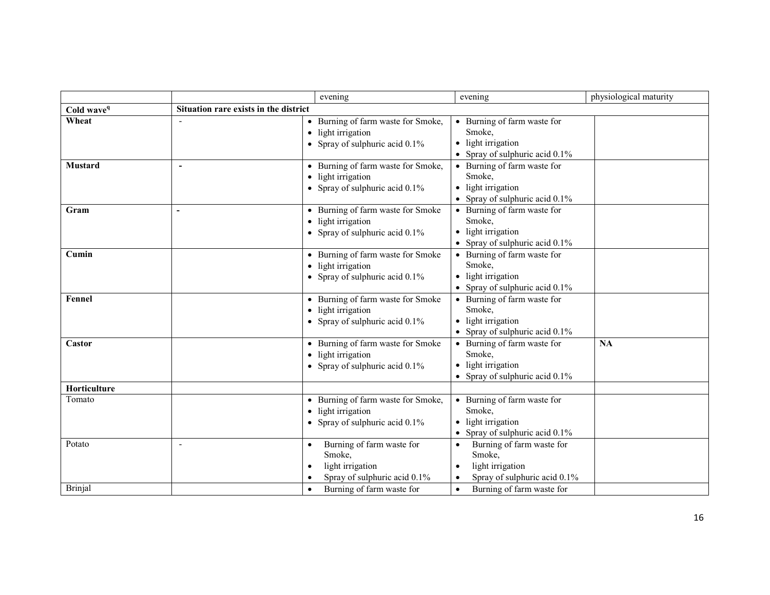| | | evening | evening | physiological maturity |
|---|---|---|---|---|
| **Cold wave[q]** | **Situation rare exists in the district** | | | |
| **Wheat** | - | • Burning of farm waste for Smoke,<br>• light irrigation<br>• Spray of sulphuric acid 0.1% | • Burning of farm waste for Smoke,<br>• light irrigation<br>• Spray of sulphuric acid 0.1% | |
| **Mustard** | - | • Burning of farm waste for Smoke,<br>• light irrigation<br>• Spray of sulphuric acid 0.1% | • Burning of farm waste for Smoke,<br>• light irrigation<br>• Spray of sulphuric acid 0.1% | |
| **Gram** | - | • Burning of farm waste for Smoke<br>• light irrigation<br>• Spray of sulphuric acid 0.1% | • Burning of farm waste for Smoke,<br>• light irrigation<br>• Spray of sulphuric acid 0.1% | |
| **Cumin** | | • Burning of farm waste for Smoke<br>• light irrigation<br>• Spray of sulphuric acid 0.1% | • Burning of farm waste for Smoke,<br>• light irrigation<br>• Spray of sulphuric acid 0.1% | |
| **Fennel** | | • Burning of farm waste for Smoke<br>• light irrigation<br>• Spray of sulphuric acid 0.1% | • Burning of farm waste for Smoke,<br>• light irrigation<br>• Spray of sulphuric acid 0.1% | |
| **Castor** | | • Burning of farm waste for Smoke<br>• light irrigation<br>• Spray of sulphuric acid 0.1% | • Burning of farm waste for Smoke,<br>• light irrigation<br>• Spray of sulphuric acid 0.1% | **NA** |
| **Horticulture** | | | | |
| Tomato | | • Burning of farm waste for Smoke,<br>• light irrigation<br>• Spray of sulphuric acid 0.1% | • Burning of farm waste for Smoke,<br>• light irrigation<br>• Spray of sulphuric acid 0.1% | |
| Potato | - | • Burning of farm waste for Smoke,<br>• light irrigation<br>• Spray of sulphuric acid 0.1% | • Burning of farm waste for Smoke,<br>• light irrigation<br>• Spray of sulphuric acid 0.1% | |
| Brinjal | | • Burning of farm waste for | • Burning of farm waste for | |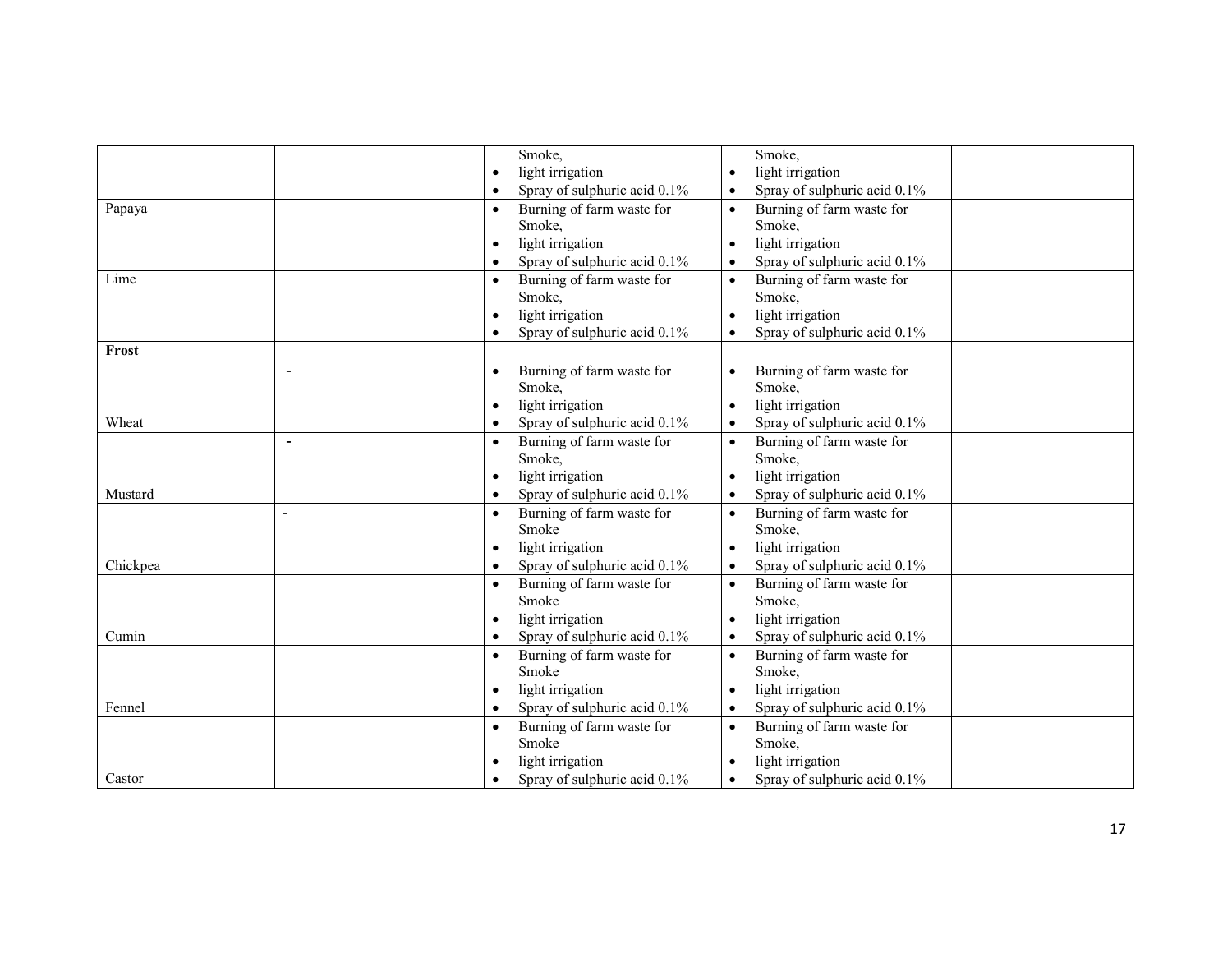| | | | | |
|---|---|---|---|---|
| | | Smoke,<br>• light irrigation<br>• Spray of sulphuric acid 0.1% | Smoke,<br>• light irrigation<br>• Spray of sulphuric acid 0.1% | |
| Papaya | | • Burning of farm waste for Smoke,<br>• light irrigation<br>• Spray of sulphuric acid 0.1% | • Burning of farm waste for Smoke,<br>• light irrigation<br>• Spray of sulphuric acid 0.1% | |
| Lime | | • Burning of farm waste for Smoke,<br>• light irrigation<br>• Spray of sulphuric acid 0.1% | • Burning of farm waste for Smoke,<br>• light irrigation<br>• Spray of sulphuric acid 0.1% | |
| **Frost** | | | | |
| Wheat | - | • Burning of farm waste for Smoke,<br>• light irrigation<br>• Spray of sulphuric acid 0.1% | • Burning of farm waste for Smoke,<br>• light irrigation<br>• Spray of sulphuric acid 0.1% | |
| Mustard | - | • Burning of farm waste for Smoke,<br>• light irrigation<br>• Spray of sulphuric acid 0.1% | • Burning of farm waste for Smoke,<br>• light irrigation<br>• Spray of sulphuric acid 0.1% | |
| Chickpea | - | • Burning of farm waste for Smoke<br>• light irrigation<br>• Spray of sulphuric acid 0.1% | • Burning of farm waste for Smoke,<br>• light irrigation<br>• Spray of sulphuric acid 0.1% | |
| Cumin | | • Burning of farm waste for Smoke<br>• light irrigation<br>• Spray of sulphuric acid 0.1% | • Burning of farm waste for Smoke,<br>• light irrigation<br>• Spray of sulphuric acid 0.1% | |
| Fennel | | • Burning of farm waste for Smoke<br>• light irrigation<br>• Spray of sulphuric acid 0.1% | • Burning of farm waste for Smoke,<br>• light irrigation<br>• Spray of sulphuric acid 0.1% | |
| Castor | | • Burning of farm waste for Smoke<br>• light irrigation<br>• Spray of sulphuric acid 0.1% | • Burning of farm waste for Smoke,<br>• light irrigation<br>• Spray of sulphuric acid 0.1% | |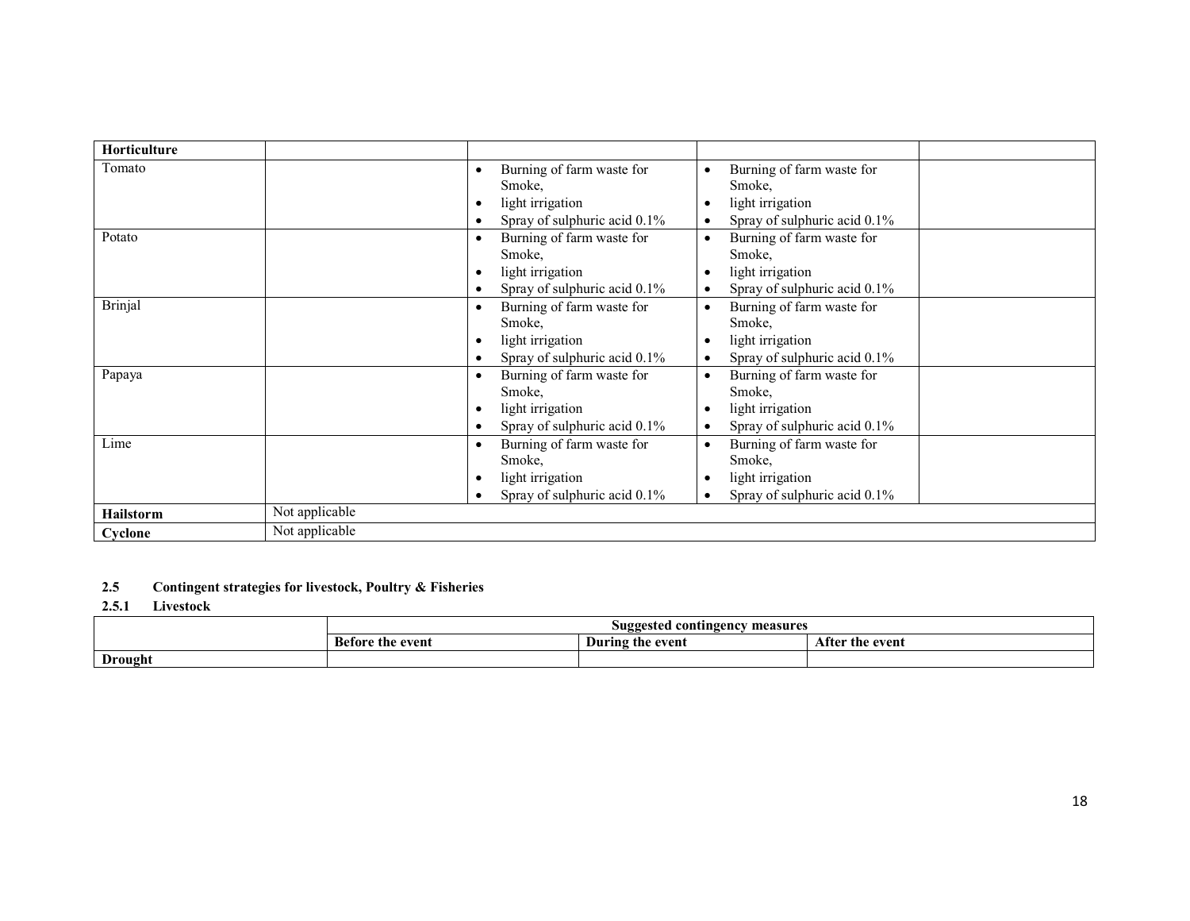| Horticulture | | | | |
|---|---|---|---|---|
| Tomato | | • Burning of farm waste for Smoke,<br>• light irrigation<br>• Spray of sulphuric acid 0.1% | • Burning of farm waste for Smoke,<br>• light irrigation<br>• Spray of sulphuric acid 0.1% | |
| Potato | | • Burning of farm waste for Smoke,<br>• light irrigation<br>• Spray of sulphuric acid 0.1% | • Burning of farm waste for Smoke,<br>• light irrigation<br>• Spray of sulphuric acid 0.1% | |
| Brinjal | | • Burning of farm waste for Smoke,<br>• light irrigation<br>• Spray of sulphuric acid 0.1% | • Burning of farm waste for Smoke,<br>• light irrigation<br>• Spray of sulphuric acid 0.1% | |
| Papaya | | • Burning of farm waste for Smoke,<br>• light irrigation<br>• Spray of sulphuric acid 0.1% | • Burning of farm waste for Smoke,<br>• light irrigation<br>• Spray of sulphuric acid 0.1% | |
| Lime | | • Burning of farm waste for Smoke,<br>• light irrigation<br>• Spray of sulphuric acid 0.1% | • Burning of farm waste for Smoke,<br>• light irrigation<br>• Spray of sulphuric acid 0.1% | |
| **Hailstorm** | Not applicable | | | |
| **Cyclone** | Not applicable | | | |

### 2.5 Contingent strategies for livestock, Poultry & Fisheries

#### 2.5.1 Livestock

| | Suggested contingency measures | | |
|---|---|---|---|
| | **Before the event** | **During the event** | **After the event** |
| **Drought** | | | |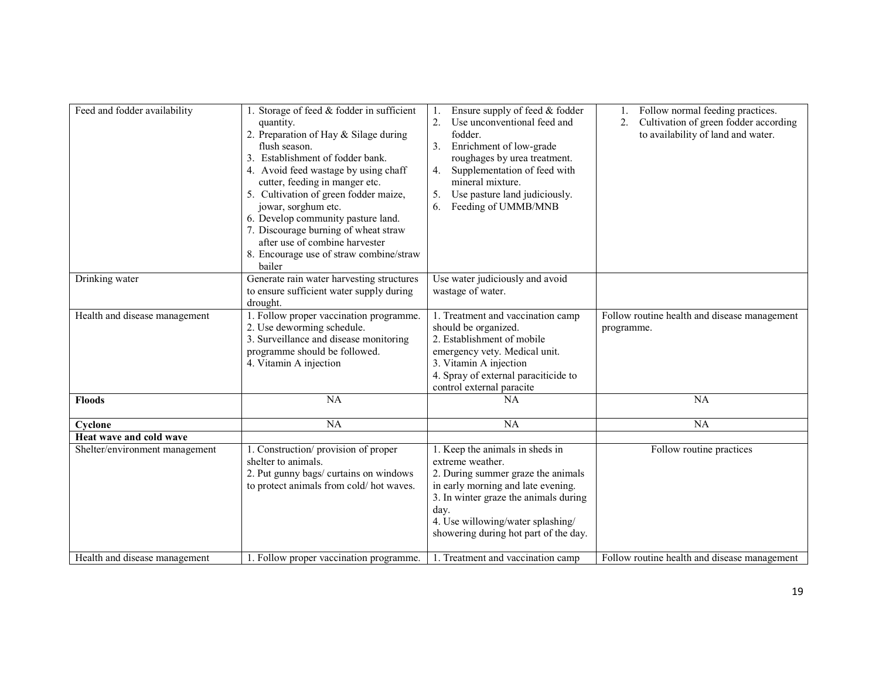| | | | |
|---|---|---|---|
| Feed and fodder availability | 1. Storage of feed & fodder in sufficient quantity.<br>2. Preparation of Hay & Silage during flush season.<br>3. Establishment of fodder bank.<br>4. Avoid feed wastage by using chaff cutter, feeding in manger etc.<br>5. Cultivation of green fodder maize, jowar, sorghum etc.<br>6. Develop community pasture land.<br>7. Discourage burning of wheat straw after use of combine harvester<br>8. Encourage use of straw combine/straw bailer | 1. Ensure supply of feed & fodder<br>2. Use unconventional feed and fodder.<br>3. Enrichment of low-grade roughages by urea treatment.<br>4. Supplementation of feed with mineral mixture.<br>5. Use pasture land judiciously.<br>6. Feeding of UMMB/MNB | 1. Follow normal feeding practices.<br>2. Cultivation of green fodder according to availability of land and water. |
| Drinking water | Generate rain water harvesting structures to ensure sufficient water supply during drought. | Use water judiciously and avoid wastage of water. | |
| Health and disease management | 1. Follow proper vaccination programme.<br>2. Use deworming schedule.<br>3. Surveillance and disease monitoring programme should be followed.<br>4. Vitamin A injection | 1. Treatment and vaccination camp should be organized.<br>2. Establishment of mobile emergency vety. Medical unit.<br>3. Vitamin A injection<br>4. Spray of external paraciticide to control external paracite | Follow routine health and disease management programme. |
| **Floods** | NA | NA | NA |
| **Cyclone** | NA | NA | NA |
| **Heat wave and cold wave** | | | |
| Shelter/environment management | 1. Construction/ provision of proper shelter to animals.<br>2. Put gunny bags/ curtains on windows to protect animals from cold/ hot waves. | 1. Keep the animals in sheds in extreme weather.<br>2. During summer graze the animals in early morning and late evening.<br>3. In winter graze the animals during day.<br>4. Use willowing/water splashing/ showering during hot part of the day. | Follow routine practices |
| Health and disease management | 1. Follow proper vaccination programme. | 1. Treatment and vaccination camp | Follow routine health and disease management |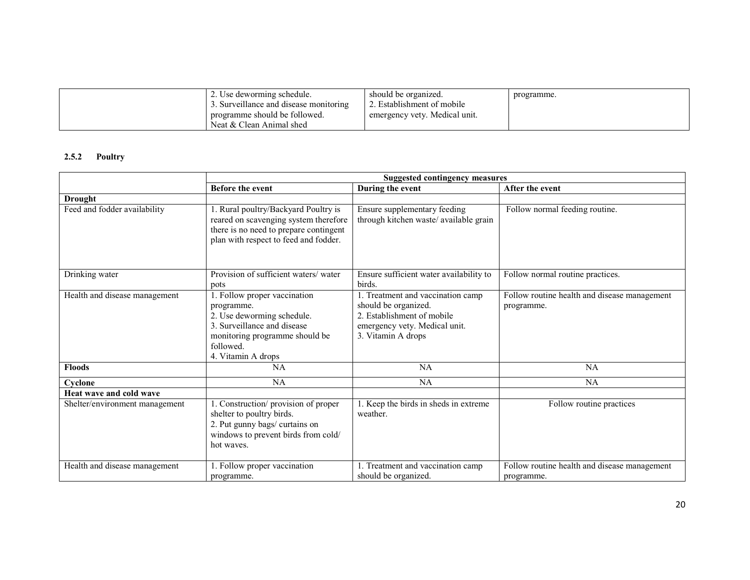| | | | |
|---|---|---|---|
| | 2. Use deworming schedule.<br>3. Surveillance and disease monitoring programme should be followed.<br>Neat & Clean Animal shed | should be organized.<br>2. Establishment of mobile emergency vety. Medical unit. | programme. |

### 2.5.2 Poultry

| | Suggested contingency measures | | |
|---|---|---|---|
| | **Before the event** | **During the event** | **After the event** |
| **Drought** | | | |
| Feed and fodder availability | 1. Rural poultry/Backyard Poultry is reared on scavenging system therefore there is no need to prepare contingent plan with respect to feed and fodder. | Ensure supplementary feeding through kitchen waste/ available grain | Follow normal feeding routine. |
| Drinking water | Provision of sufficient waters/ water pots | Ensure sufficient water availability to birds. | Follow normal routine practices. |
| Health and disease management | 1. Follow proper vaccination programme.<br>2. Use deworming schedule.<br>3. Surveillance and disease monitoring programme should be followed.<br>4. Vitamin A drops | 1. Treatment and vaccination camp should be organized.<br>2. Establishment of mobile emergency vety. Medical unit.<br>3. Vitamin A drops | Follow routine health and disease management programme. |
| **Floods** | NA | NA | NA |
| **Cyclone** | NA | NA | NA |
| **Heat wave and cold wave** | | | |
| Shelter/environment management | 1. Construction/ provision of proper shelter to poultry birds.<br>2. Put gunny bags/ curtains on windows to prevent birds from cold/ hot waves. | 1. Keep the birds in sheds in extreme weather. | Follow routine practices |
| Health and disease management | 1. Follow proper vaccination programme. | 1. Treatment and vaccination camp should be organized. | Follow routine health and disease management programme. |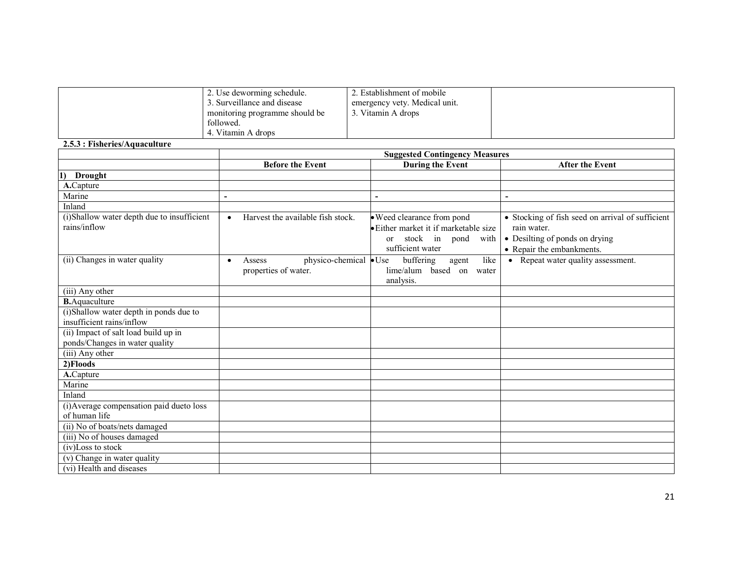| | 2. Use deworming schedule.<br>3. Surveillance and disease monitoring programme should be followed.<br>4. Vitamin A drops | 2. Establishment of mobile emergency vety. Medical unit.<br>3. Vitamin A drops | |
|---|---|---|---|

**2.5.3 : Fisheries/Aquaculture**

| | Suggested Contingency Measures | | |
|---|---|---|---|
| | **Before the Event** | **During the Event** | **After the Event** |
| **1) Drought** | | | |
| **A.**Capture | | | |
| Marine | - | - | - |
| Inland | | | |
| (i)Shallow water depth due to insufficient rains/inflow | • Harvest the available fish stock. | • Weed clearance from pond<br>• Either market it if marketable size or stock in pond with sufficient water | • Stocking of fish seed on arrival of sufficient rain water.<br>• Desilting of ponds on drying<br>• Repair the embankments. |
| (ii) Changes in water quality | • Assess physico-chemical properties of water. | • Use buffering agent like lime/alum based on water analysis. | • Repeat water quality assessment. |
| (iii) Any other | | | |
| **B.**Aquaculture | | | |
| (i)Shallow water depth in ponds due to insufficient rains/inflow | | | |
| (ii) Impact of salt load build up in ponds/Changes in water quality | | | |
| (iii) Any other | | | |
| **2)Floods** | | | |
| **A.**Capture | | | |
| Marine | | | |
| Inland | | | |
| (i)Average compensation paid dueto loss of human life | | | |
| (ii) No of boats/nets damaged | | | |
| (iii) No of houses damaged | | | |
| (iv)Loss to stock | | | |
| (v) Change in water quality | | | |
| (vi) Health and diseases | | | |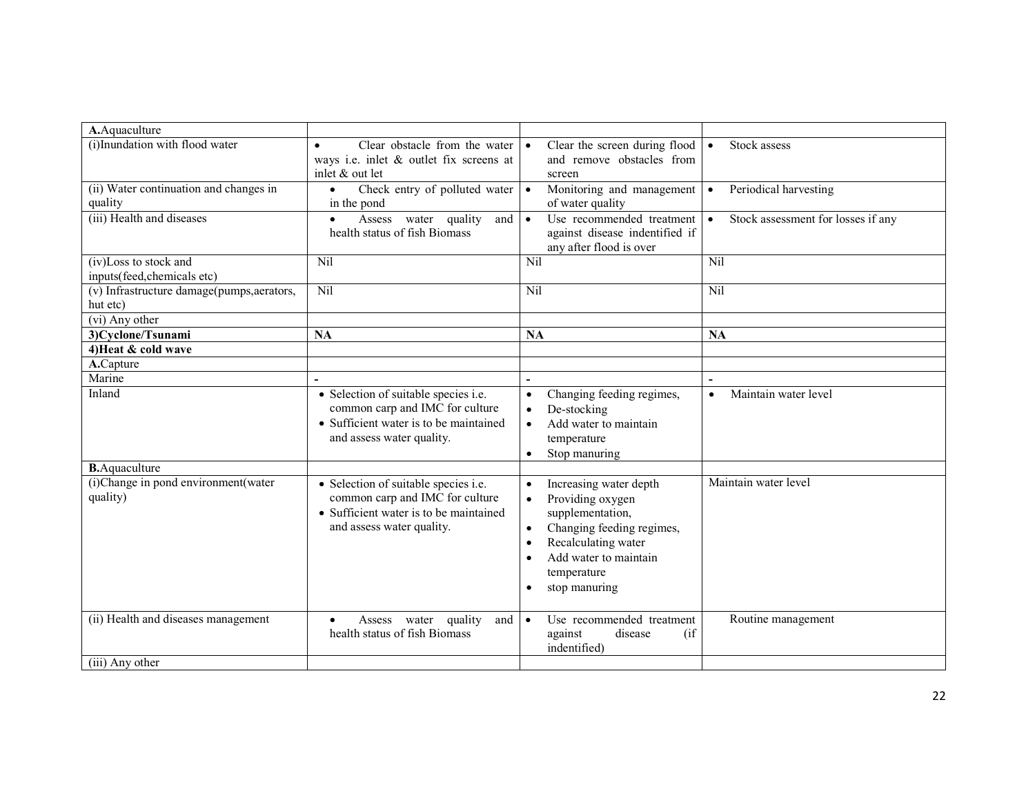| **A.**Aquaculture | | | |
|---|---|---|---|
| (i)Inundation with flood water | • Clear obstacle from the water ways i.e. inlet & outlet fix screens at inlet & out let | • Clear the screen during flood and remove obstacles from screen | • Stock assess |
| (ii) Water continuation and changes in quality | • Check entry of polluted water in the pond | • Monitoring and management of water quality | • Periodical harvesting |
| (iii) Health and diseases | • Assess water quality and health status of fish Biomass | • Use recommended treatment against disease indentified if any after flood is over | • Stock assessment for losses if any |
| (iv)Loss to stock and inputs(feed,chemicals etc) | Nil | Nil | Nil |
| (v) Infrastructure damage(pumps,aerators, hut etc) | Nil | Nil | Nil |
| (vi) Any other | | | |
| **3)Cyclone/Tsunami** | **NA** | **NA** | **NA** |
| **4)Heat & cold wave** | | | |
| **A.**Capture | | | |
| Marine | - | - | - |
| Inland | • Selection of suitable species i.e. common carp and IMC for culture<br>• Sufficient water is to be maintained and assess water quality. | • Changing feeding regimes,<br>• De-stocking<br>• Add water to maintain temperature<br>• Stop manuring | • Maintain water level |
| **B.**Aquaculture | | | |
| (i)Change in pond environment(water quality) | • Selection of suitable species i.e. common carp and IMC for culture<br>• Sufficient water is to be maintained and assess water quality. | • Increasing water depth<br>• Providing oxygen supplementation,<br>• Changing feeding regimes,<br>• Recalculating water<br>• Add water to maintain temperature<br>• stop manuring | Maintain water level |
| (ii) Health and diseases management | • Assess water quality and health status of fish Biomass | • Use recommended treatment against disease (if indentified) | Routine management |
| (iii) Any other | | | |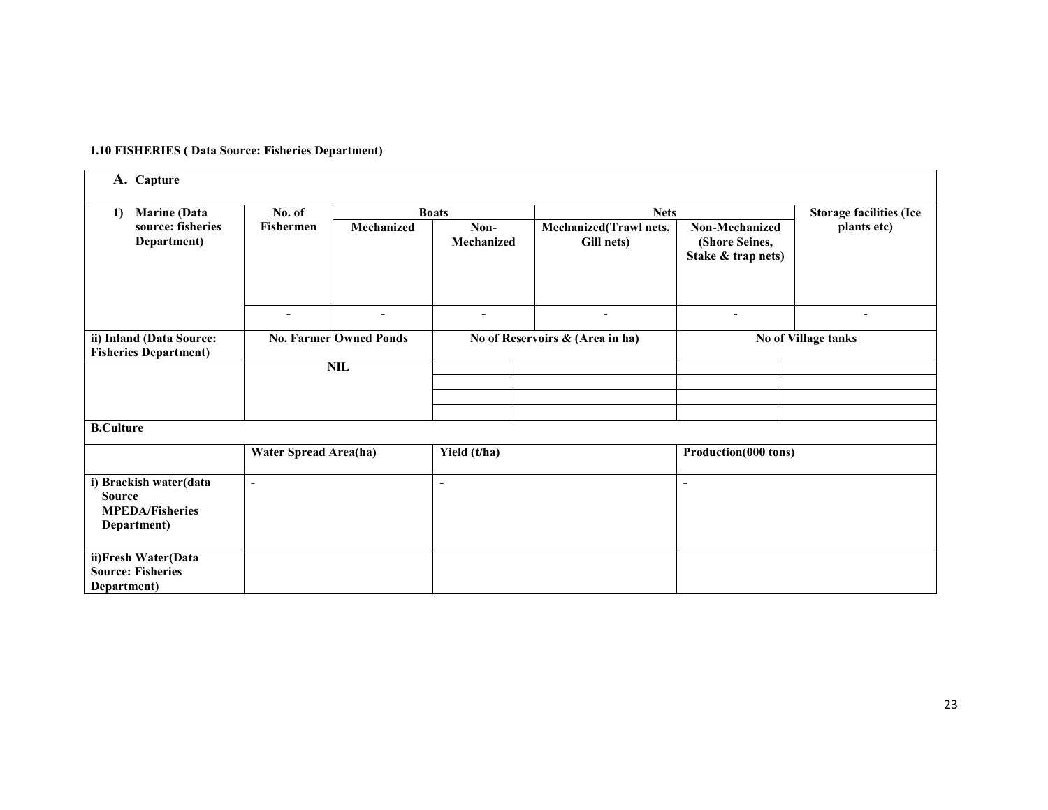**1.10 FISHERIES ( Data Source: Fisheries Department)**

| A. Capture | | | | | | |
|---|---|---|---|---|---|---|
| 1) Marine (Data source: fisheries Department) | No. of Fishermen | Boats | | Nets | | Storage facilities (Ice plants etc) |
| | | Mechanized | Non-Mechanized | Mechanized(Trawl nets, Gill nets) | Non-Mechanized (Shore Seines, Stake & trap nets) | |
| | - | - | - | - | - | - |

| ii) Inland (Data Source: Fisheries Department) | No. Farmer Owned Ponds | No of Reservoirs & (Area in ha) | | No of Village tanks | |
|---|---|---|---|---|---|
| | NIL | | | | |
| | | | | | |
| | | | | | |
| | | | | | |

| B.Culture | | | |
|---|---|---|---|
| | Water Spread Area(ha) | Yield (t/ha) | Production(000 tons) |
| i) Brackish water(data Source MPEDA/Fisheries Department) | - | - | - |
| ii)Fresh Water(Data Source: Fisheries Department) | | | |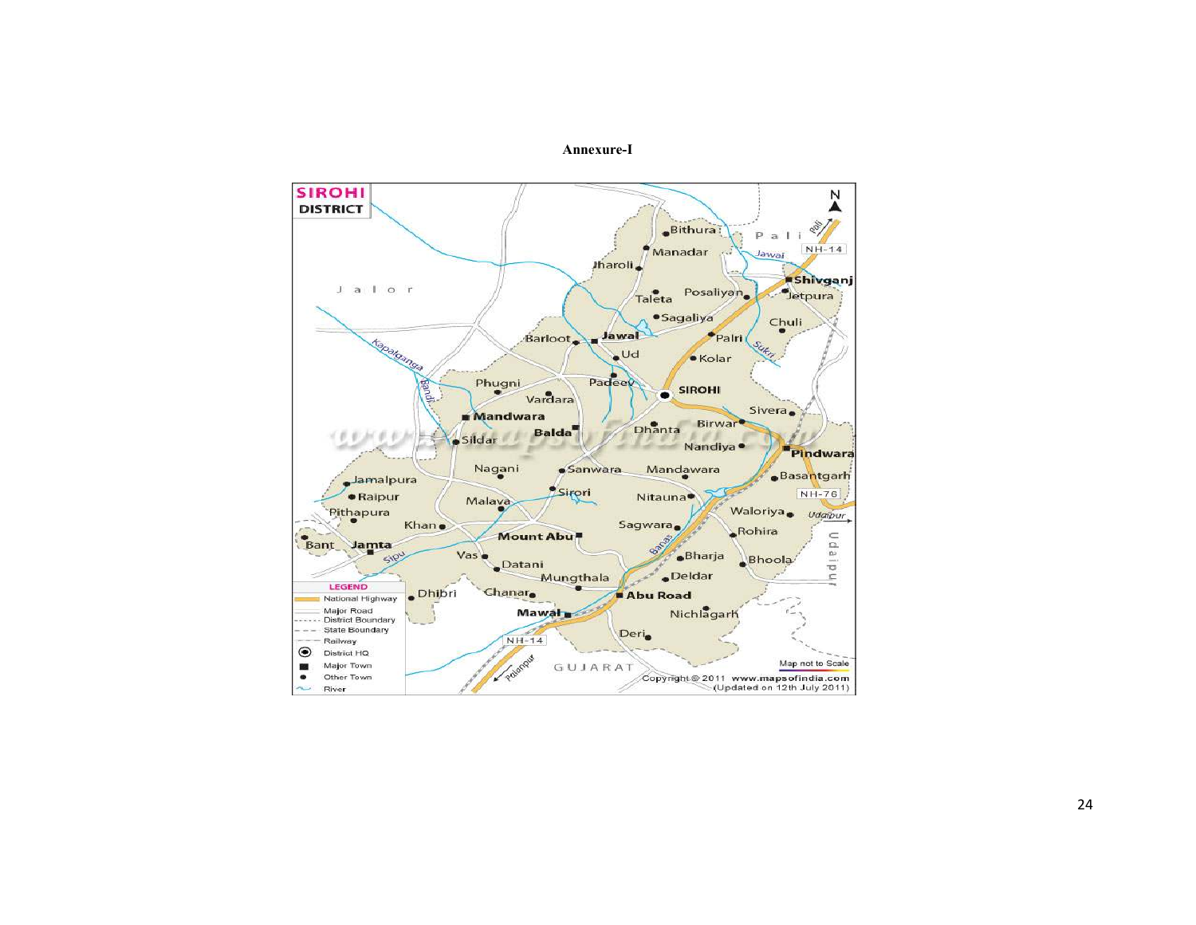# Annexure-I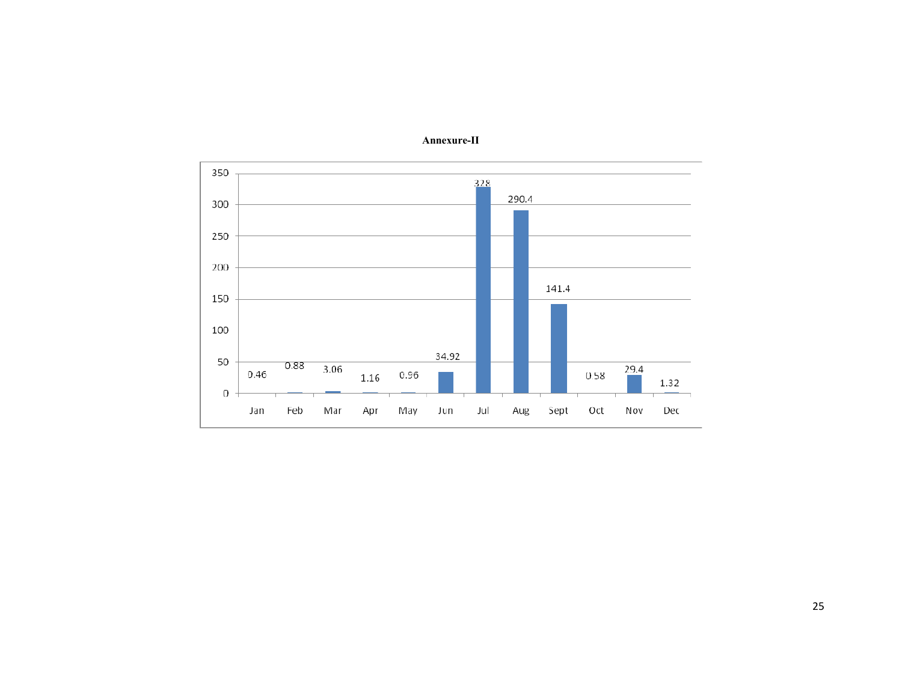**Annexure-II**

350
300
250
200
150
100
50
0

0.46
0.88
3.06
1.16
0.96
34.92
328
290.4
141.4
0.58
29.4
1.32

Jan
Feb
Mar
Apr
May
Jun
Jul
Aug
Sept
Oct
Nov
Dec